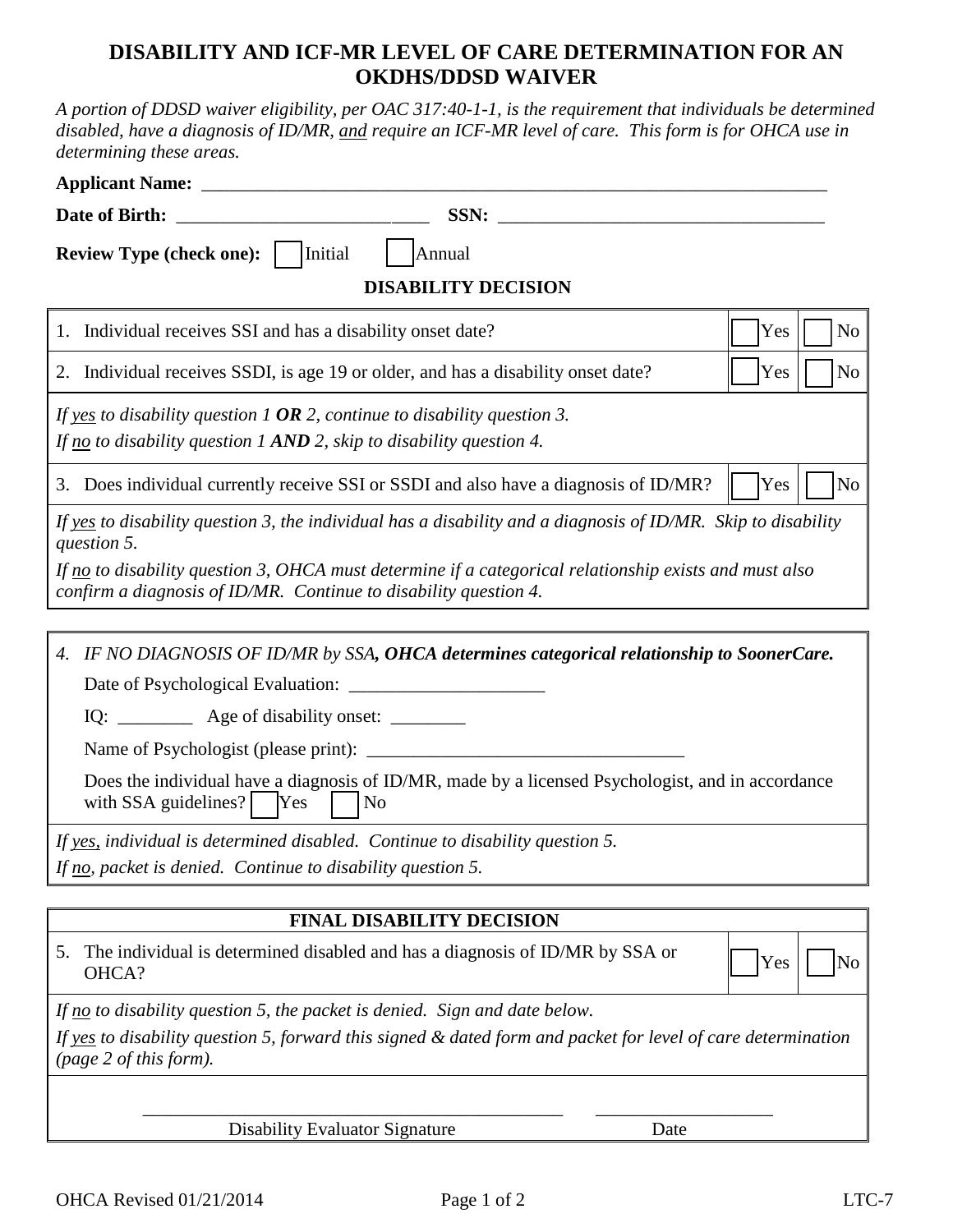# DISABILITY AND ICF-MR LEVEL OF CARE DETERMINATION FOR AN OKDHS/DDSD WAIVER

*A portion of DDSD waiver eligibility, per OAC 317:40-1-1, is the requirement that individuals be determined disabled, have a diagnosis of ID/MR, and require an ICF-MR level of care. This form is for OHCA use in determining these areas.*

**Applicant Name:** ______________________________

**Date of Birth:** ______________________ **SSN:** ______________________

**Review Type (check one):** ☐ Initial ☐ Annual

## DISABILITY DECISION

| | | |
|---|---|---|
| 1. Individual receives SSI and has a disability onset date? | ☐ Yes | ☐ No |
| 2. Individual receives SSDI, is age 19 or older, and has a disability onset date? | ☐ Yes | ☐ No |

*If yes to disability question 1 **OR** 2, continue to disability question 3.*
*If no to disability question 1 **AND** 2, skip to disability question 4.*

| | | |
|---|---|---|
| 3. Does individual currently receive SSI or SSDI and also have a diagnosis of ID/MR? | ☐ Yes | ☐ No |

*If yes to disability question 3, the individual has a disability and a diagnosis of ID/MR. Skip to disability question 5.*

*If no to disability question 3, OHCA must determine if a categorical relationship exists and must also confirm a diagnosis of ID/MR. Continue to disability question 4.*

4. *IF NO DIAGNOSIS OF ID/MR by SSA, **OHCA determines categorical relationship to SoonerCare.***

   Date of Psychological Evaluation: ______________________

   IQ: ________ Age of disability onset: ________

   Name of Psychologist (please print): ______________________

   Does the individual have a diagnosis of ID/MR, made by a licensed Psychologist, and in accordance with SSA guidelines? ☐ Yes ☐ No

*If yes, individual is determined disabled. Continue to disability question 5.*
*If no, packet is denied. Continue to disability question 5.*

## FINAL DISABILITY DECISION

| | | |
|---|---|---|
| 5. The individual is determined disabled and has a diagnosis of ID/MR by SSA or OHCA? | ☐ Yes | ☐ No |

*If no to disability question 5, the packet is denied. Sign and date below.*

*If yes to disability question 5, forward this signed & dated form and packet for level of care determination (page 2 of this form).*

______________________________ ______________________
Disability Evaluator Signature Date

OHCA Revised 01/21/2014 LTC-7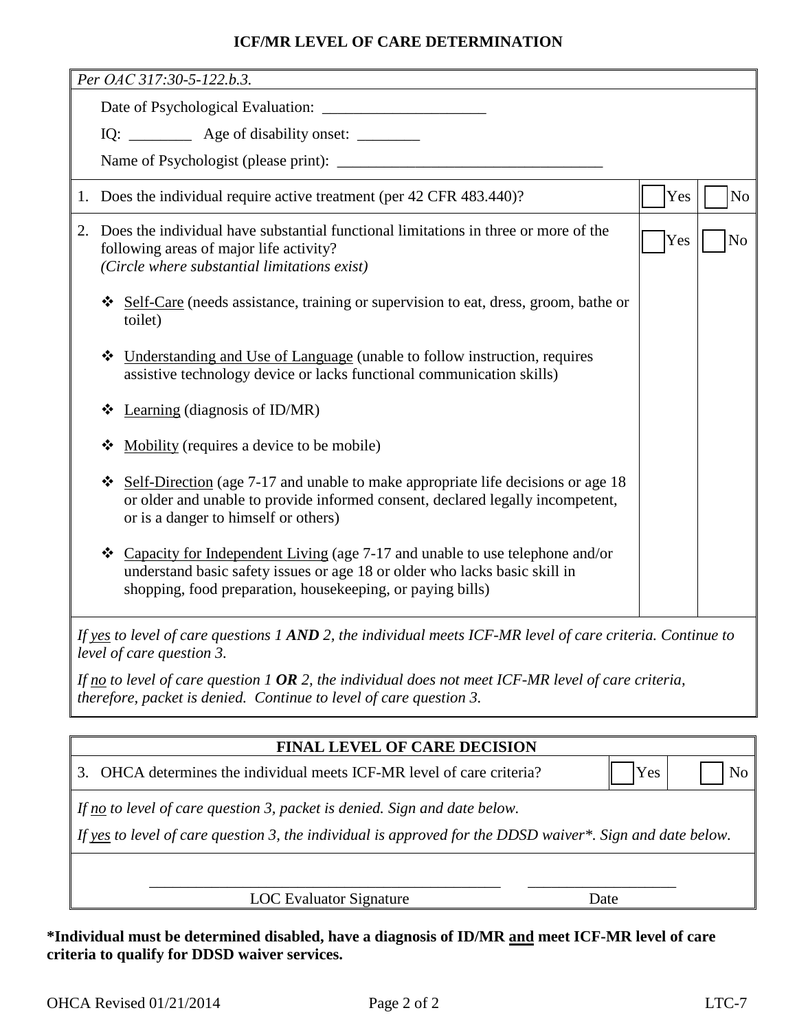# ICF/MR LEVEL OF CARE DETERMINATION

*Per OAC 317:30-5-122.b.3.*

Date of Psychological Evaluation: ______________________

IQ: ________ Age of disability onset: ________

Name of Psychologist (please print): ___________________________________

| | | |
|---|---|---|
| 1. Does the individual require active treatment (per 42 CFR 483.440)? | ☐ Yes | ☐ No |
| 2. Does the individual have substantial functional limitations in three or more of the following areas of major life activity? *(Circle where substantial limitations exist)* | ☐ Yes | ☐ No |

- Self-Care (needs assistance, training or supervision to eat, dress, groom, bathe or toilet)
- Understanding and Use of Language (unable to follow instruction, requires assistive technology device or lacks functional communication skills)
- Learning (diagnosis of ID/MR)
- Mobility (requires a device to be mobile)
- Self-Direction (age 7-17 and unable to make appropriate life decisions or age 18 or older and unable to provide informed consent, declared legally incompetent, or is a danger to himself or others)
- Capacity for Independent Living (age 7-17 and unable to use telephone and/or understand basic safety issues or age 18 or older who lacks basic skill in shopping, food preparation, housekeeping, or paying bills)

*If yes to level of care questions 1 **AND** 2, the individual meets ICF-MR level of care criteria. Continue to level of care question 3.*

*If no to level of care question 1 **OR** 2, the individual does not meet ICF-MR level of care criteria, therefore, packet is denied. Continue to level of care question 3.*

## FINAL LEVEL OF CARE DECISION

| | | |
|---|---|---|
| 3. OHCA determines the individual meets ICF-MR level of care criteria? | ☐ Yes | ☐ No |

*If no to level of care question 3, packet is denied. Sign and date below.*

*If yes to level of care question 3, the individual is approved for the DDSD waiver*. Sign and date below.*

_____________________________________________ ____________________

LOC Evaluator Signature Date

**\*Individual must be determined disabled, have a diagnosis of ID/MR and meet ICF-MR level of care criteria to qualify for DDSD waiver services.**

OHCA Revised 01/21/2014 LTC-7